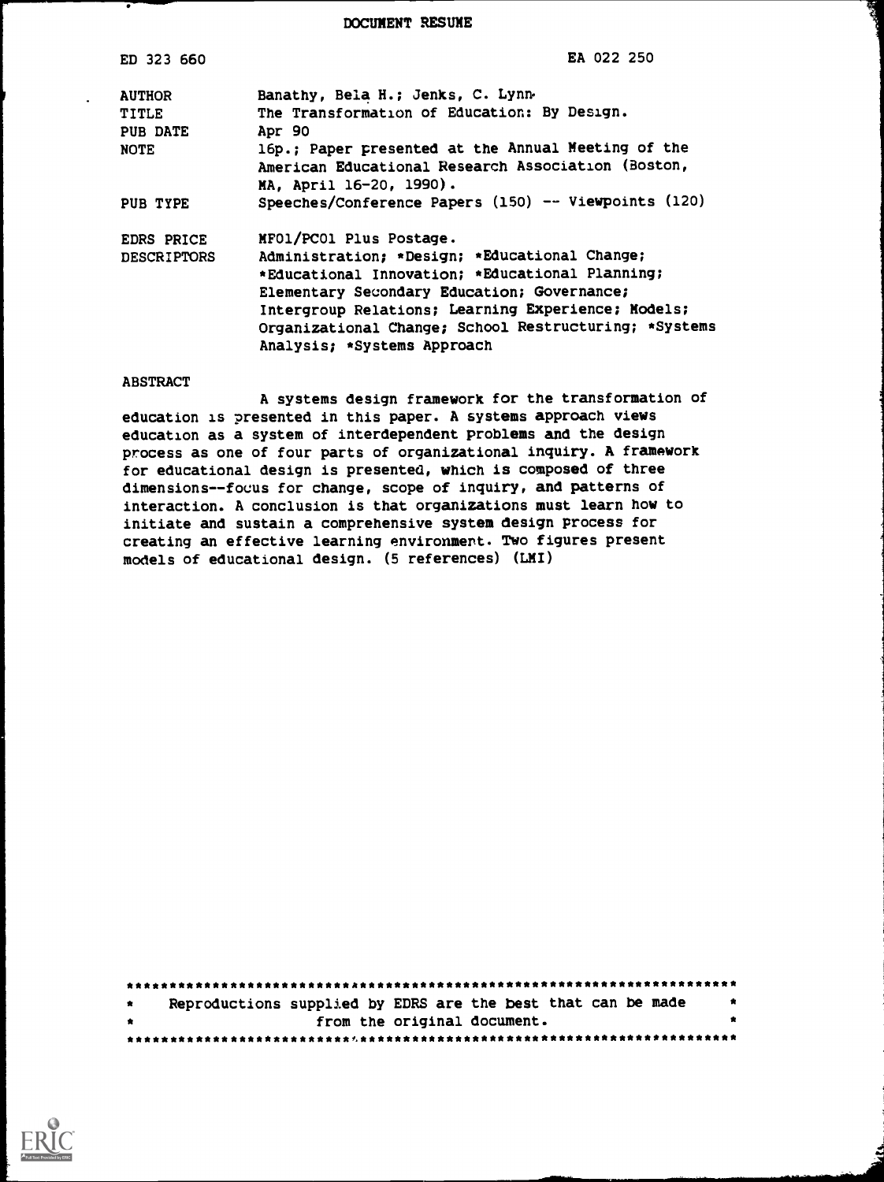DOCUMENT RESUME

| | |
|---|---|
| ED 323 660 | EA 022 250 |
| AUTHOR | Banathy, Bela H.; Jenks, C. Lynn |
| TITLE | The Transformation of Education: By Design. |
| PUB DATE | Apr 90 |
| NOTE | 16p.; Paper presented at the Annual Meeting of the American Educational Research Association (Boston, MA, April 16-20, 1990). |
| PUB TYPE | Speeches/Conference Papers (150) -- Viewpoints (120) |
| EDRS PRICE | MF01/PC01 Plus Postage. |
| DESCRIPTORS | Administration; *Design; *Educational Change; *Educational Innovation; *Educational Planning; Elementary Secondary Education; Governance; Intergroup Relations; Learning Experience; Models; Organizational Change; School Restructuring; *Systems Analysis; *Systems Approach |

ABSTRACT

A systems design framework for the transformation of education is presented in this paper. A systems approach views education as a system of interdependent problems and the design process as one of four parts of organizational inquiry. A framework for educational design is presented, which is composed of three dimensions--focus for change, scope of inquiry, and patterns of interaction. A conclusion is that organizations must learn how to initiate and sustain a comprehensive system design process for creating an effective learning environment. Two figures present models of educational design. (5 references) (LMI)

***********************************************************************
* Reproductions supplied by EDRS are the best that can be made *
* from the original document. *
***********************************************************************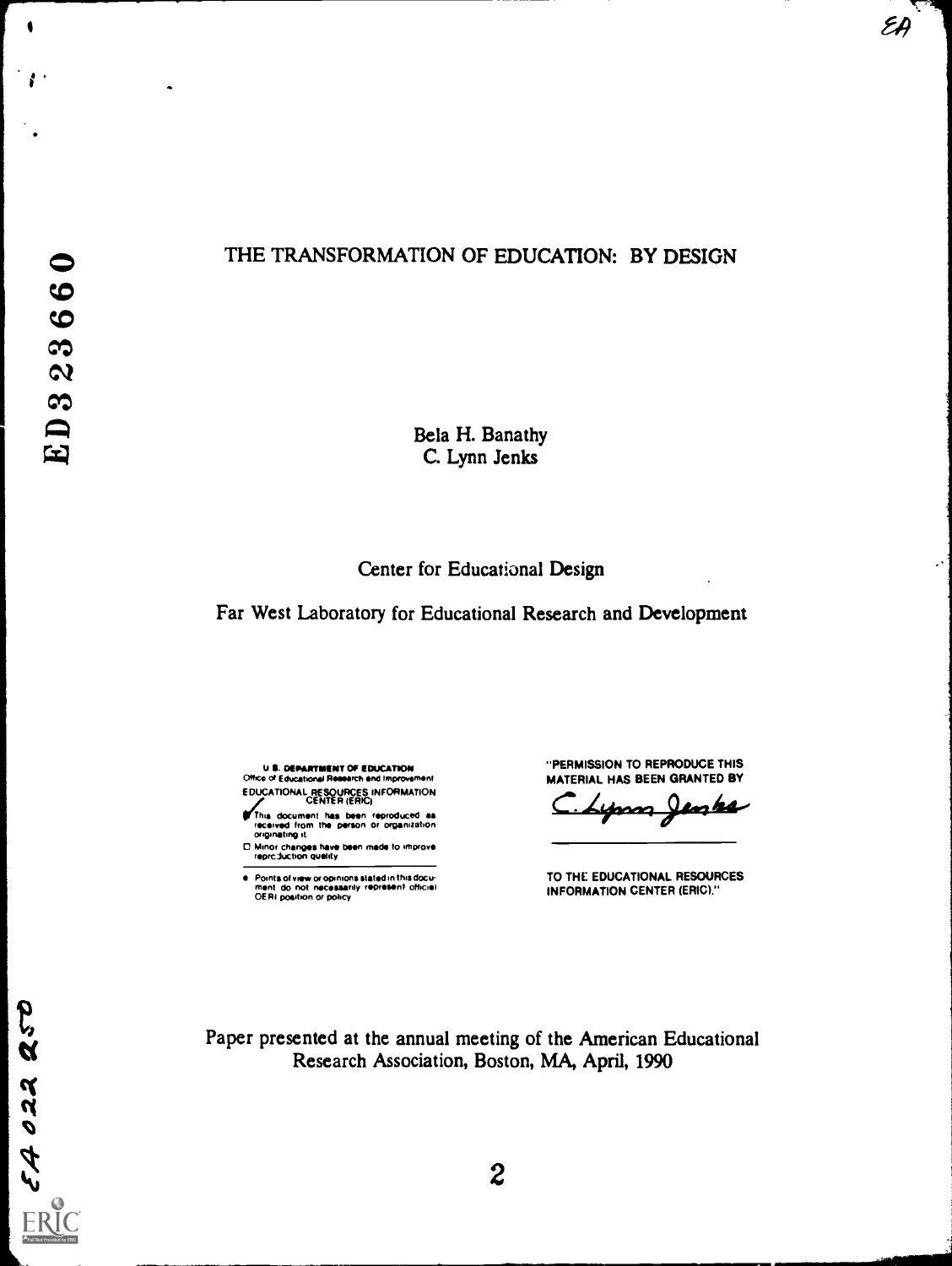# THE TRANSFORMATION OF EDUCATION: BY DESIGN

Bela H. Banathy
C. Lynn Jenks

Center for Educational Design

Far West Laboratory for Educational Research and Development

U.S. DEPARTMENT OF EDUCATION
Office of Educational Research and Improvement
EDUCATIONAL RESOURCES INFORMATION CENTER (ERIC)

- This document has been reproduced as received from the person or organization originating it.
- Minor changes have been made to improve reproduction quality

- Points of view or opinions stated in this document do not necessarily represent official OERI position or policy

"PERMISSION TO REPRODUCE THIS MATERIAL HAS BEEN GRANTED BY

C. Lynn Jenks

TO THE EDUCATIONAL RESOURCES INFORMATION CENTER (ERIC)."

Paper presented at the annual meeting of the American Educational Research Association, Boston, MA, April, 1990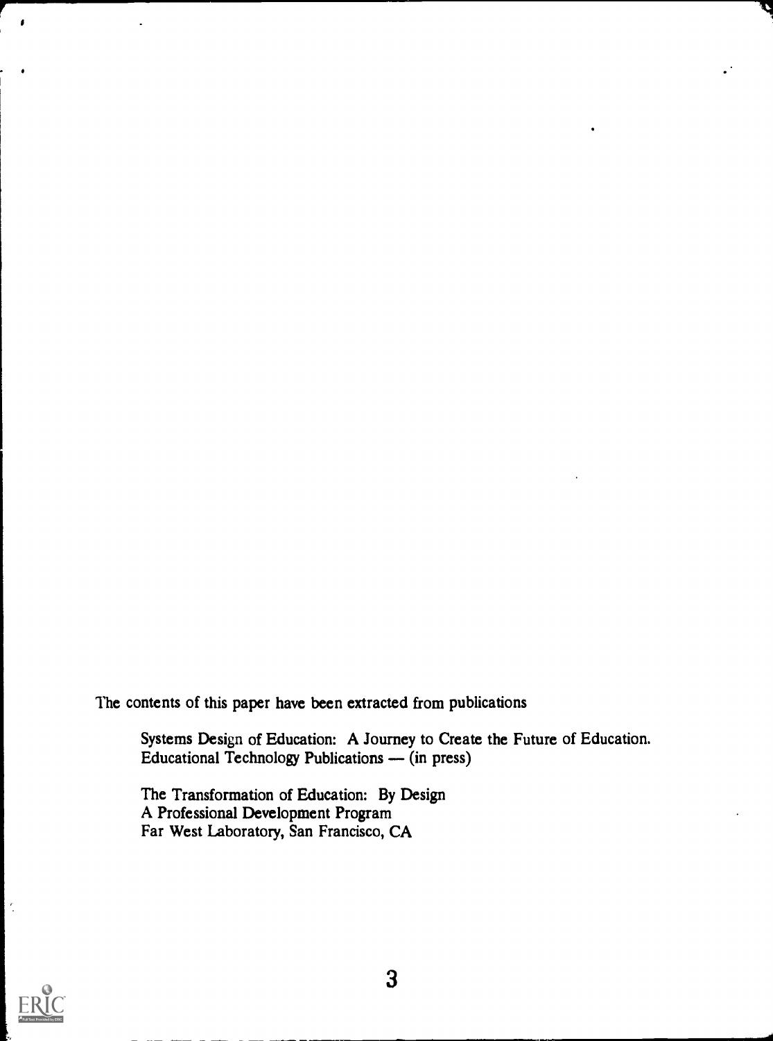The contents of this paper have been extracted from publications

Systems Design of Education: A Journey to Create the Future of Education. Educational Technology Publications — (in press)

The Transformation of Education: By Design
A Professional Development Program
Far West Laboratory, San Francisco, CA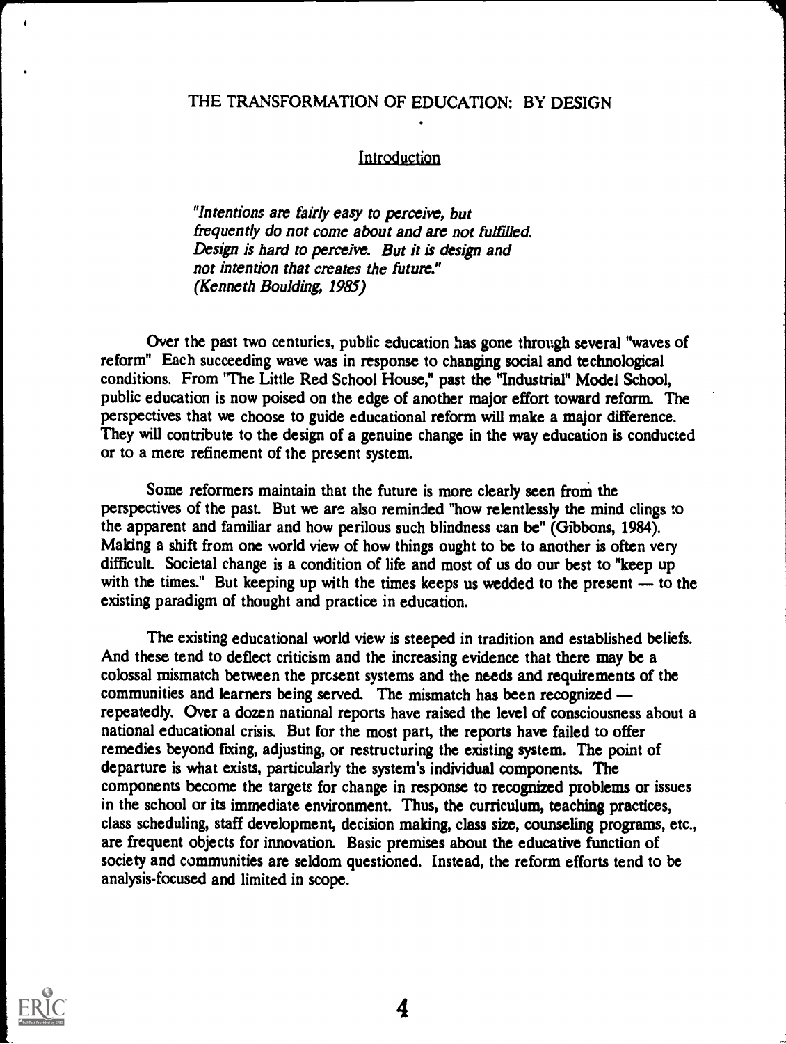# THE TRANSFORMATION OF EDUCATION: BY DESIGN

## Introduction

> *"Intentions are fairly easy to perceive, but frequently do not come about and are not fulfilled. Design is hard to perceive. But it is design and not intention that creates the future."*
> *(Kenneth Boulding, 1985)*

Over the past two centuries, public education has gone through several "waves of reform" Each succeeding wave was in response to changing social and technological conditions. From "The Little Red School House," past the "Industrial" Model School, public education is now poised on the edge of another major effort toward reform. The perspectives that we choose to guide educational reform will make a major difference. They will contribute to the design of a genuine change in the way education is conducted or to a mere refinement of the present system.

Some reformers maintain that the future is more clearly seen from the perspectives of the past. But we are also reminded "how relentlessly the mind clings to the apparent and familiar and how perilous such blindness can be" (Gibbons, 1984). Making a shift from one world view of how things ought to be to another is often very difficult. Societal change is a condition of life and most of us do our best to "keep up with the times." But keeping up with the times keeps us wedded to the present — to the existing paradigm of thought and practice in education.

The existing educational world view is steeped in tradition and established beliefs. And these tend to deflect criticism and the increasing evidence that there may be a colossal mismatch between the present systems and the needs and requirements of the communities and learners being served. The mismatch has been recognized — repeatedly. Over a dozen national reports have raised the level of consciousness about a national educational crisis. But for the most part, the reports have failed to offer remedies beyond fixing, adjusting, or restructuring the existing system. The point of departure is what exists, particularly the system's individual components. The components become the targets for change in response to recognized problems or issues in the school or its immediate environment. Thus, the curriculum, teaching practices, class scheduling, staff development, decision making, class size, counseling programs, etc., are frequent objects for innovation. Basic premises about the educative function of society and communities are seldom questioned. Instead, the reform efforts tend to be analysis-focused and limited in scope.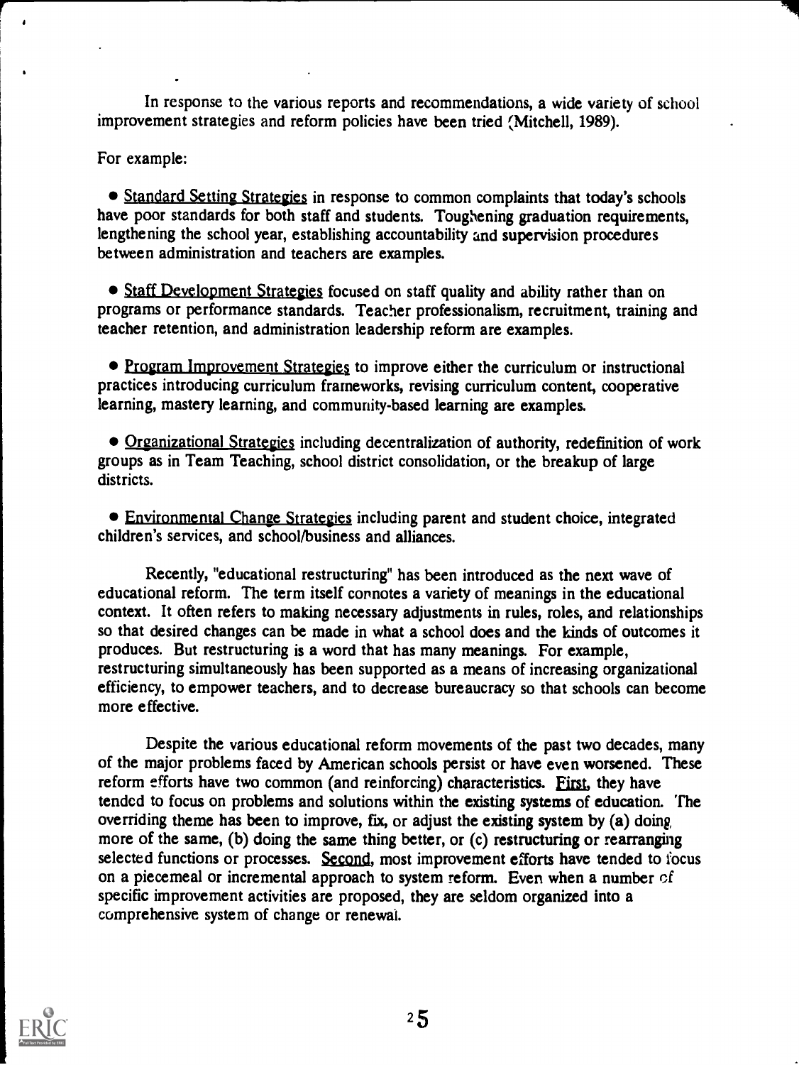In response to the various reports and recommendations, a wide variety of school improvement strategies and reform policies have been tried (Mitchell, 1989).

For example:

- Standard Setting Strategies in response to common complaints that today's schools have poor standards for both staff and students. Toughening graduation requirements, lengthening the school year, establishing accountability and supervision procedures between administration and teachers are examples.

- Staff Development Strategies focused on staff quality and ability rather than on programs or performance standards. Teacher professionalism, recruitment, training and teacher retention, and administration leadership reform are examples.

- Program Improvement Strategies to improve either the curriculum or instructional practices introducing curriculum frameworks, revising curriculum content, cooperative learning, mastery learning, and community-based learning are examples.

- Organizational Strategies including decentralization of authority, redefinition of work groups as in Team Teaching, school district consolidation, or the breakup of large districts.

- Environmental Change Strategies including parent and student choice, integrated children's services, and school/business and alliances.

Recently, "educational restructuring" has been introduced as the next wave of educational reform. The term itself connotes a variety of meanings in the educational context. It often refers to making necessary adjustments in rules, roles, and relationships so that desired changes can be made in what a school does and the kinds of outcomes it produces. But restructuring is a word that has many meanings. For example, restructuring simultaneously has been supported as a means of increasing organizational efficiency, to empower teachers, and to decrease bureaucracy so that schools can become more effective.

Despite the various educational reform movements of the past two decades, many of the major problems faced by American schools persist or have even worsened. These reform efforts have two common (and reinforcing) characteristics. First, they have tended to focus on problems and solutions within the existing systems of education. The overriding theme has been to improve, fix, or adjust the existing system by (a) doing more of the same, (b) doing the same thing better, or (c) restructuring or rearranging selected functions or processes. Second, most improvement efforts have tended to focus on a piecemeal or incremental approach to system reform. Even when a number of specific improvement activities are proposed, they are seldom organized into a comprehensive system of change or renewal.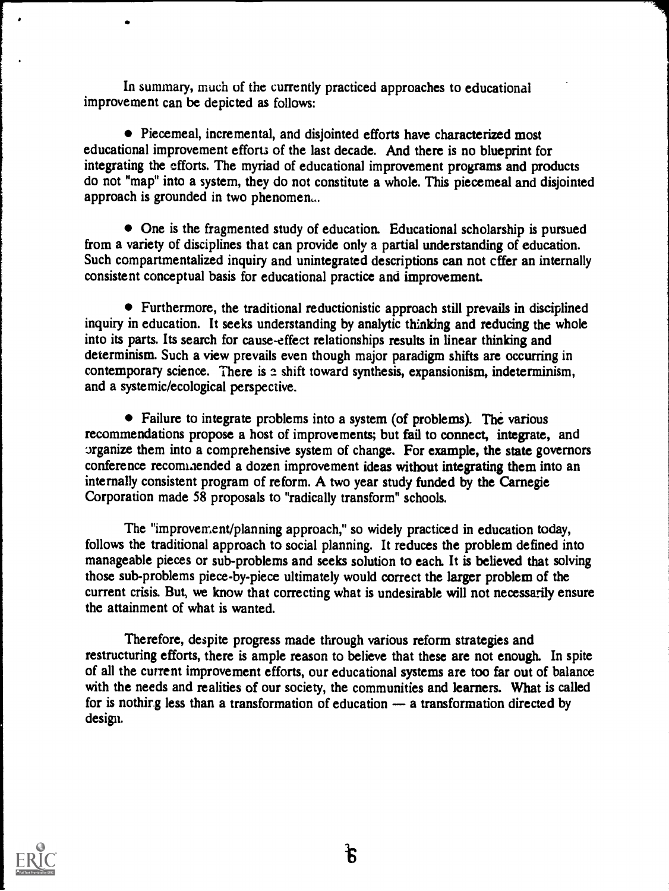In summary, much of the currently practiced approaches to educational improvement can be depicted as follows:

- Piecemeal, incremental, and disjointed efforts have characterized most educational improvement efforts of the last decade. And there is no blueprint for integrating the efforts. The myriad of educational improvement programs and products do not "map" into a system, they do not constitute a whole. This piecemeal and disjointed approach is grounded in two phenomena.

- One is the fragmented study of education. Educational scholarship is pursued from a variety of disciplines that can provide only a partial understanding of education. Such compartmentalized inquiry and unintegrated descriptions can not offer an internally consistent conceptual basis for educational practice and improvement.

- Furthermore, the traditional reductionistic approach still prevails in disciplined inquiry in education. It seeks understanding by analytic thinking and reducing the whole into its parts. Its search for cause-effect relationships results in linear thinking and determinism. Such a view prevails even though major paradigm shifts are occurring in contemporary science. There is a shift toward synthesis, expansionism, indeterminism, and a systemic/ecological perspective.

- Failure to integrate problems into a system (of problems). The various recommendations propose a host of improvements; but fail to connect, integrate, and organize them into a comprehensive system of change. For example, the state governors conference recommended a dozen improvement ideas without integrating them into an internally consistent program of reform. A two year study funded by the Carnegie Corporation made 58 proposals to "radically transform" schools.

The "improvement/planning approach," so widely practiced in education today, follows the traditional approach to social planning. It reduces the problem defined into manageable pieces or sub-problems and seeks solution to each. It is believed that solving those sub-problems piece-by-piece ultimately would correct the larger problem of the current crisis. But, we know that correcting what is undesirable will not necessarily ensure the attainment of what is wanted.

Therefore, despite progress made through various reform strategies and restructuring efforts, there is ample reason to believe that these are not enough. In spite of all the current improvement efforts, our educational systems are too far out of balance with the needs and realities of our society, the communities and learners. What is called for is nothing less than a transformation of education — a transformation directed by design.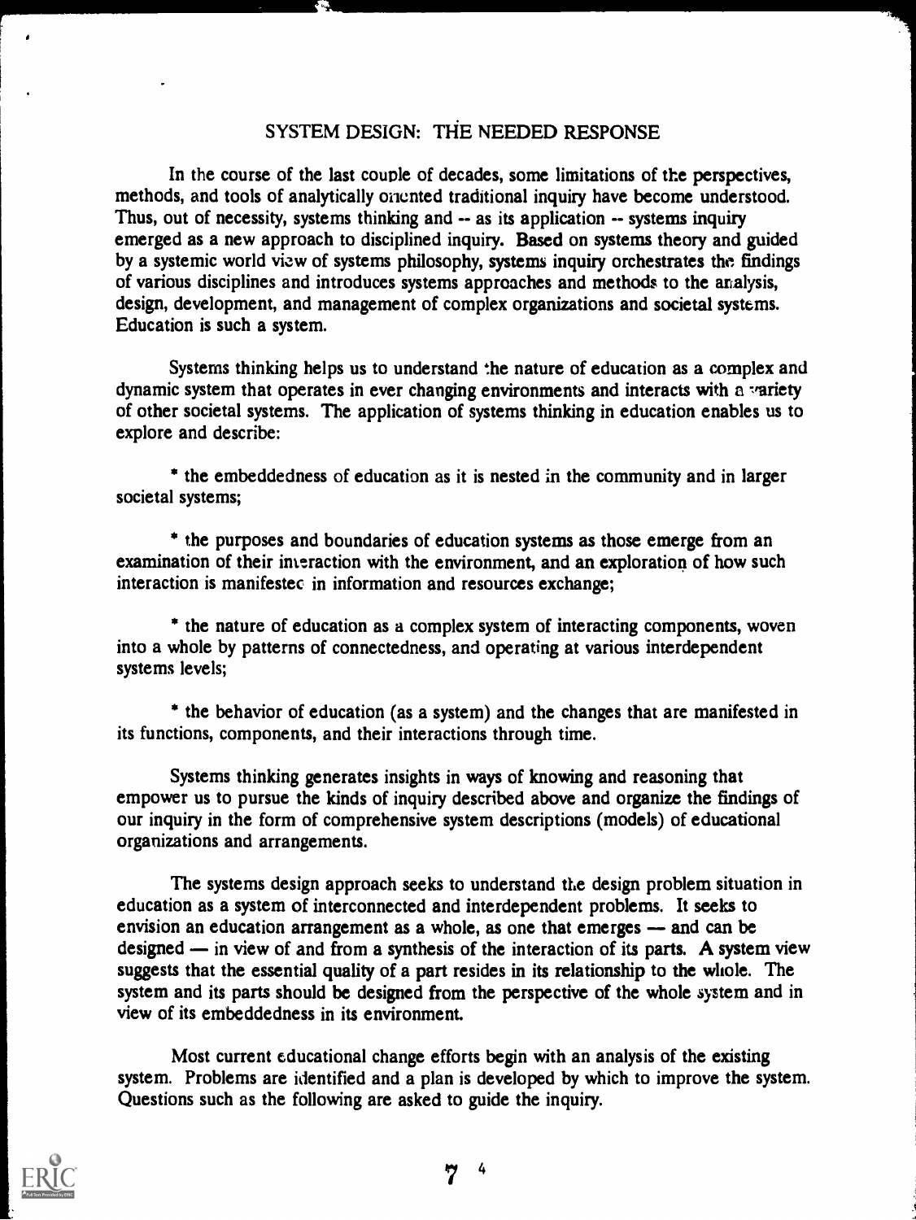## SYSTEM DESIGN: THE NEEDED RESPONSE

In the course of the last couple of decades, some limitations of the perspectives, methods, and tools of analytically oriented traditional inquiry have become understood. Thus, out of necessity, systems thinking and -- as its application -- systems inquiry emerged as a new approach to disciplined inquiry. Based on systems theory and guided by a systemic world view of systems philosophy, systems inquiry orchestrates the findings of various disciplines and introduces systems approaches and methods to the analysis, design, development, and management of complex organizations and societal systems. Education is such a system.

Systems thinking helps us to understand the nature of education as a complex and dynamic system that operates in ever changing environments and interacts with a variety of other societal systems. The application of systems thinking in education enables us to explore and describe:

* the embeddedness of education as it is nested in the community and in larger societal systems;

* the purposes and boundaries of education systems as those emerge from an examination of their interaction with the environment, and an exploration of how such interaction is manifested in information and resources exchange;

* the nature of education as a complex system of interacting components, woven into a whole by patterns of connectedness, and operating at various interdependent systems levels;

* the behavior of education (as a system) and the changes that are manifested in its functions, components, and their interactions through time.

Systems thinking generates insights in ways of knowing and reasoning that empower us to pursue the kinds of inquiry described above and organize the findings of our inquiry in the form of comprehensive system descriptions (models) of educational organizations and arrangements.

The systems design approach seeks to understand the design problem situation in education as a system of interconnected and interdependent problems. It seeks to envision an education arrangement as a whole, as one that emerges — and can be designed — in view of and from a synthesis of the interaction of its parts. A system view suggests that the essential quality of a part resides in its relationship to the whole. The system and its parts should be designed from the perspective of the whole system and in view of its embeddedness in its environment.

Most current educational change efforts begin with an analysis of the existing system. Problems are identified and a plan is developed by which to improve the system. Questions such as the following are asked to guide the inquiry.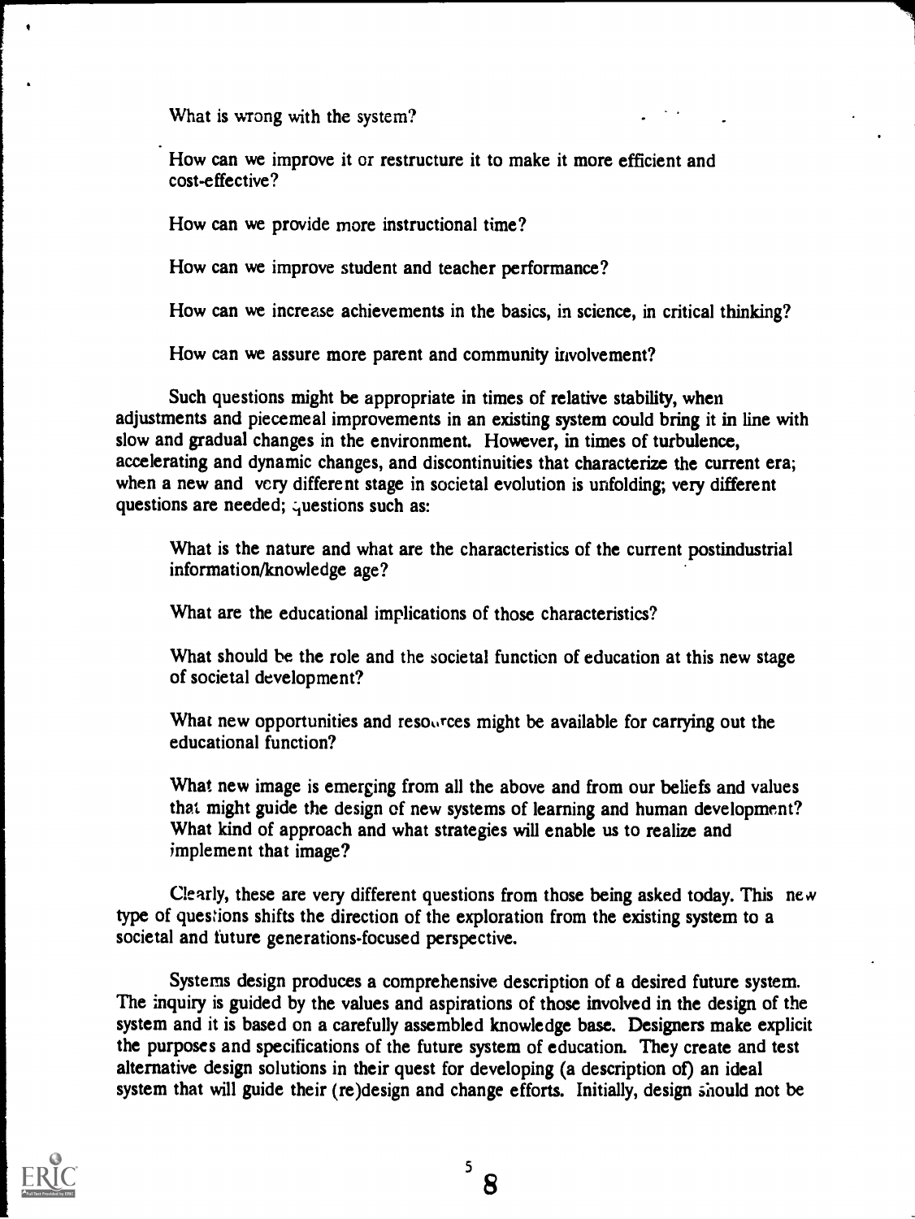What is wrong with the system?

How can we improve it or restructure it to make it more efficient and cost-effective?

How can we provide more instructional time?

How can we improve student and teacher performance?

How can we increase achievements in the basics, in science, in critical thinking?

How can we assure more parent and community involvement?

Such questions might be appropriate in times of relative stability, when adjustments and piecemeal improvements in an existing system could bring it in line with slow and gradual changes in the environment. However, in times of turbulence, accelerating and dynamic changes, and discontinuities that characterize the current era; when a new and very different stage in societal evolution is unfolding; very different questions are needed; questions such as:

What is the nature and what are the characteristics of the current postindustrial information/knowledge age?

What are the educational implications of those characteristics?

What should be the role and the societal function of education at this new stage of societal development?

What new opportunities and resources might be available for carrying out the educational function?

What new image is emerging from all the above and from our beliefs and values that might guide the design of new systems of learning and human development? What kind of approach and what strategies will enable us to realize and implement that image?

Clearly, these are very different questions from those being asked today. This new type of questions shifts the direction of the exploration from the existing system to a societal and future generations-focused perspective.

Systems design produces a comprehensive description of a desired future system. The inquiry is guided by the values and aspirations of those involved in the design of the system and it is based on a carefully assembled knowledge base. Designers make explicit the purposes and specifications of the future system of education. They create and test alternative design solutions in their quest for developing (a description of) an ideal system that will guide their (re)design and change efforts. Initially, design should not be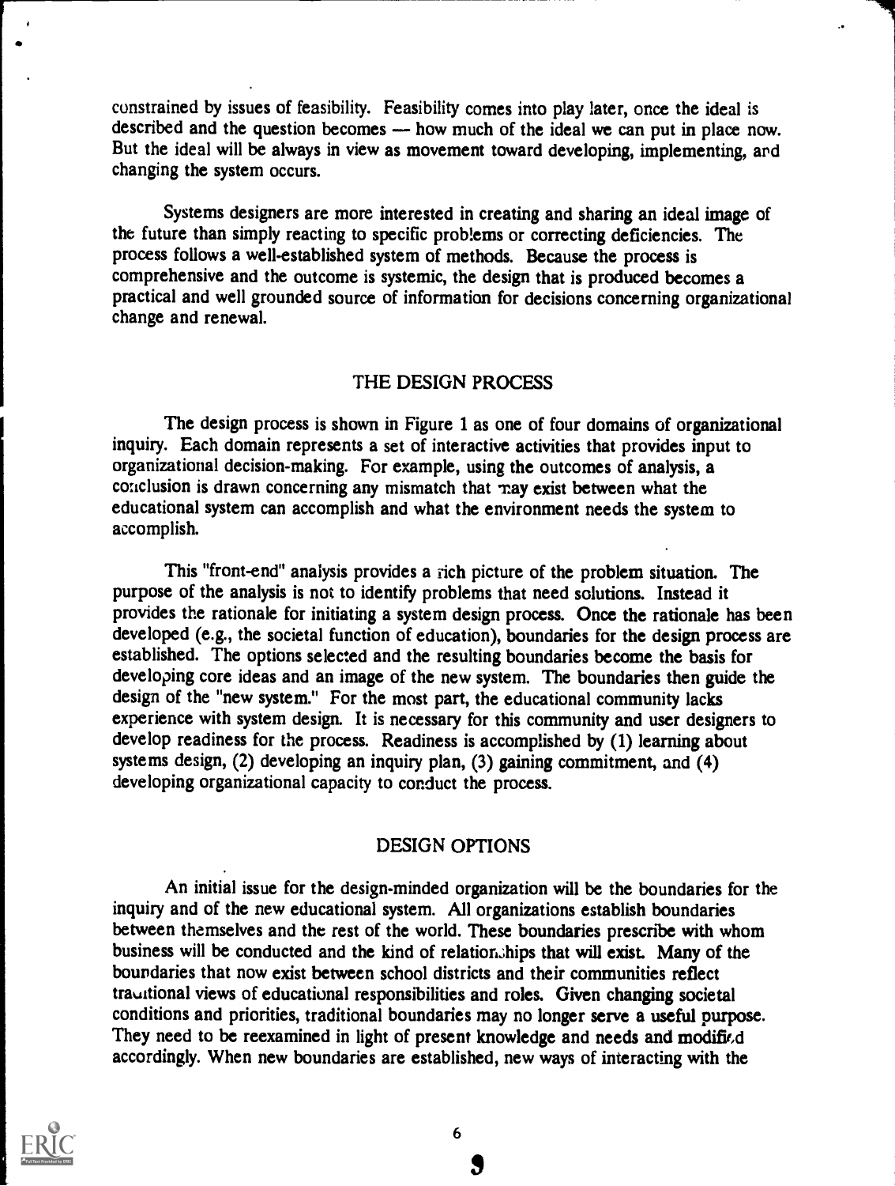constrained by issues of feasibility. Feasibility comes into play later, once the ideal is described and the question becomes — how much of the ideal we can put in place now. But the ideal will be always in view as movement toward developing, implementing, and changing the system occurs.

Systems designers are more interested in creating and sharing an ideal image of the future than simply reacting to specific problems or correcting deficiencies. The process follows a well-established system of methods. Because the process is comprehensive and the outcome is systemic, the design that is produced becomes a practical and well grounded source of information for decisions concerning organizational change and renewal.

## THE DESIGN PROCESS

The design process is shown in Figure 1 as one of four domains of organizational inquiry. Each domain represents a set of interactive activities that provides input to organizational decision-making. For example, using the outcomes of analysis, a conclusion is drawn concerning any mismatch that may exist between what the educational system can accomplish and what the environment needs the system to accomplish.

This "front-end" analysis provides a rich picture of the problem situation. The purpose of the analysis is not to identify problems that need solutions. Instead it provides the rationale for initiating a system design process. Once the rationale has been developed (e.g., the societal function of education), boundaries for the design process are established. The options selected and the resulting boundaries become the basis for developing core ideas and an image of the new system. The boundaries then guide the design of the "new system." For the most part, the educational community lacks experience with system design. It is necessary for this community and user designers to develop readiness for the process. Readiness is accomplished by (1) learning about systems design, (2) developing an inquiry plan, (3) gaining commitment, and (4) developing organizational capacity to conduct the process.

## DESIGN OPTIONS

An initial issue for the design-minded organization will be the boundaries for the inquiry and of the new educational system. All organizations establish boundaries between themselves and the rest of the world. These boundaries prescribe with whom business will be conducted and the kind of relationships that will exist. Many of the boundaries that now exist between school districts and their communities reflect traditional views of educational responsibilities and roles. Given changing societal conditions and priorities, traditional boundaries may no longer serve a useful purpose. They need to be reexamined in light of present knowledge and needs and modified accordingly. When new boundaries are established, new ways of interacting with the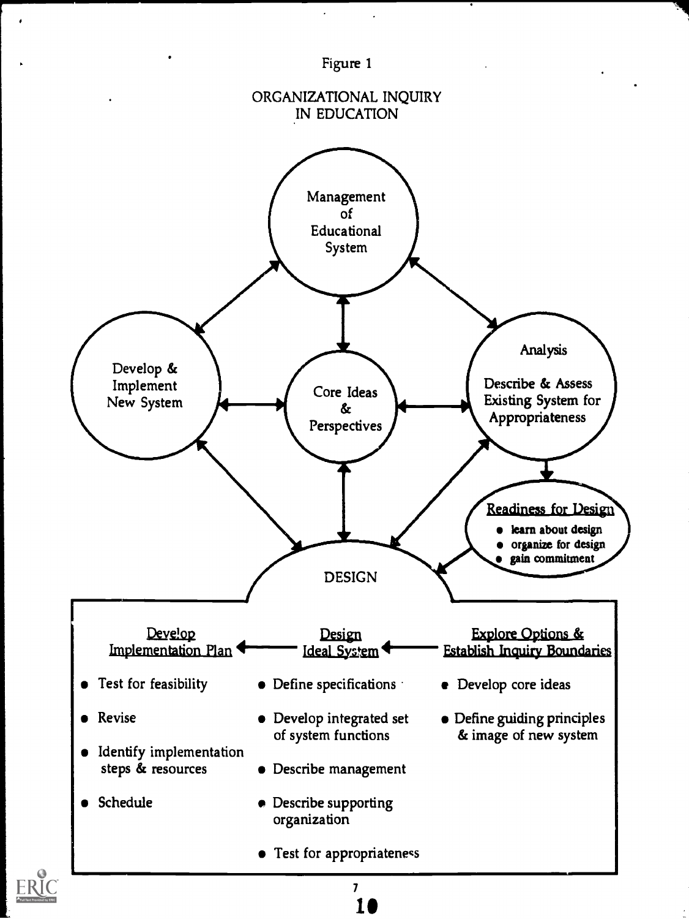Figure 1

ORGANIZATIONAL INQUIRY IN EDUCATION

Management of Educational System

Develop & Implement New System

Core Ideas & Perspectives

Analysis

Describe & Assess Existing System for Appropriateness

Readiness for Design

- learn about design
- organize for design
- gain commitment

DESIGN

Develop Implementation Plan ← Design Ideal System ← Explore Options & Establish Inquiry Boundaries

**Develop Implementation Plan**

- Test for feasibility
- Revise
- Identify implementation steps & resources
- Schedule

**Design Ideal System**

- Define specifications
- Develop integrated set of system functions
- Describe management
- Describe supporting organization
- Test for appropriateness

**Explore Options & Establish Inquiry Boundaries**

- Develop core ideas
- Define guiding principles & image of new system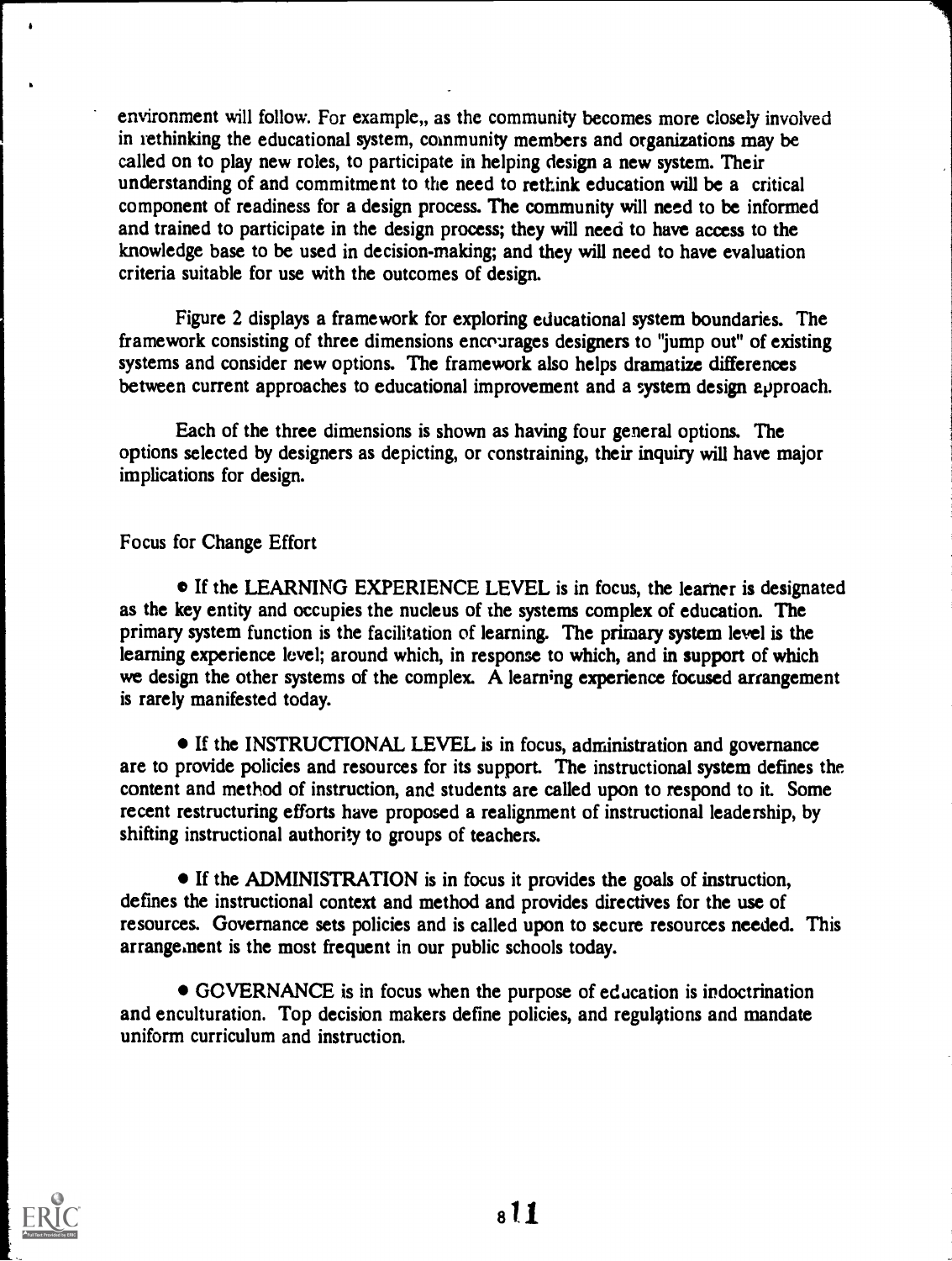environment will follow. For example,, as the community becomes more closely involved in rethinking the educational system, community members and organizations may be called on to play new roles, to participate in helping design a new system. Their understanding of and commitment to the need to rethink education will be a critical component of readiness for a design process. The community will need to be informed and trained to participate in the design process; they will need to have access to the knowledge base to be used in decision-making; and they will need to have evaluation criteria suitable for use with the outcomes of design.

Figure 2 displays a framework for exploring educational system boundaries. The framework consisting of three dimensions encourages designers to "jump out" of existing systems and consider new options. The framework also helps dramatize differences between current approaches to educational improvement and a system design approach.

Each of the three dimensions is shown as having four general options. The options selected by designers as depicting, or constraining, their inquiry will have major implications for design.

Focus for Change Effort

- If the LEARNING EXPERIENCE LEVEL is in focus, the learner is designated as the key entity and occupies the nucleus of the systems complex of education. The primary system function is the facilitation of learning. The primary system level is the learning experience level; around which, in response to which, and in support of which we design the other systems of the complex. A learning experience focused arrangement is rarely manifested today.

- If the INSTRUCTIONAL LEVEL is in focus, administration and governance are to provide policies and resources for its support. The instructional system defines the content and method of instruction, and students are called upon to respond to it. Some recent restructuring efforts have proposed a realignment of instructional leadership, by shifting instructional authority to groups of teachers.

- If the ADMINISTRATION is in focus it provides the goals of instruction, defines the instructional context and method and provides directives for the use of resources. Governance sets policies and is called upon to secure resources needed. This arrangement is the most frequent in our public schools today.

- GOVERNANCE is in focus when the purpose of education is indoctrination and enculturation. Top decision makers define policies, and regulations and mandate uniform curriculum and instruction.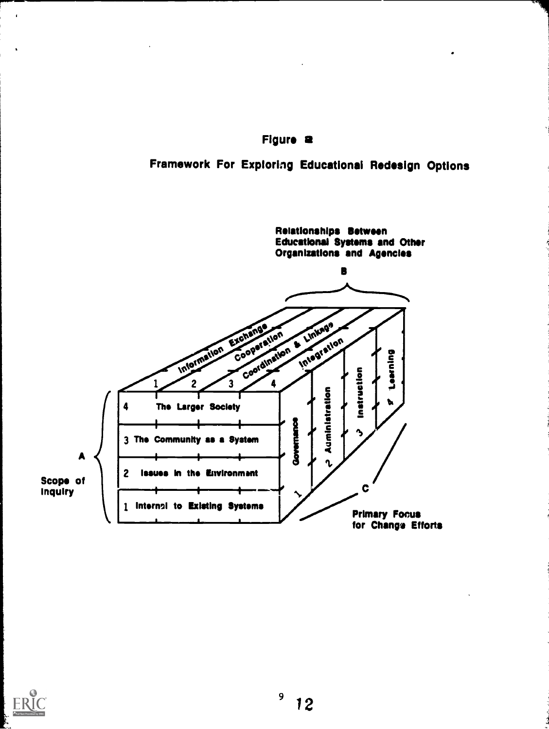Figure 2

Framework For Exploring Educational Redesign Options

Relationships Between Educational Systems and Other Organizations and Agencies

B

1 Information Exchange
2 Cooperation
3 Coordination & Linkage
4 Integration

A

Scope of Inquiry

4 The Larger Society
3 The Community as a System
2 Issues in the Environment
1 Internal to Existing Systems

C

Primary Focus for Change Efforts

1 Governance
2 Administration
3 Instruction
4 Learning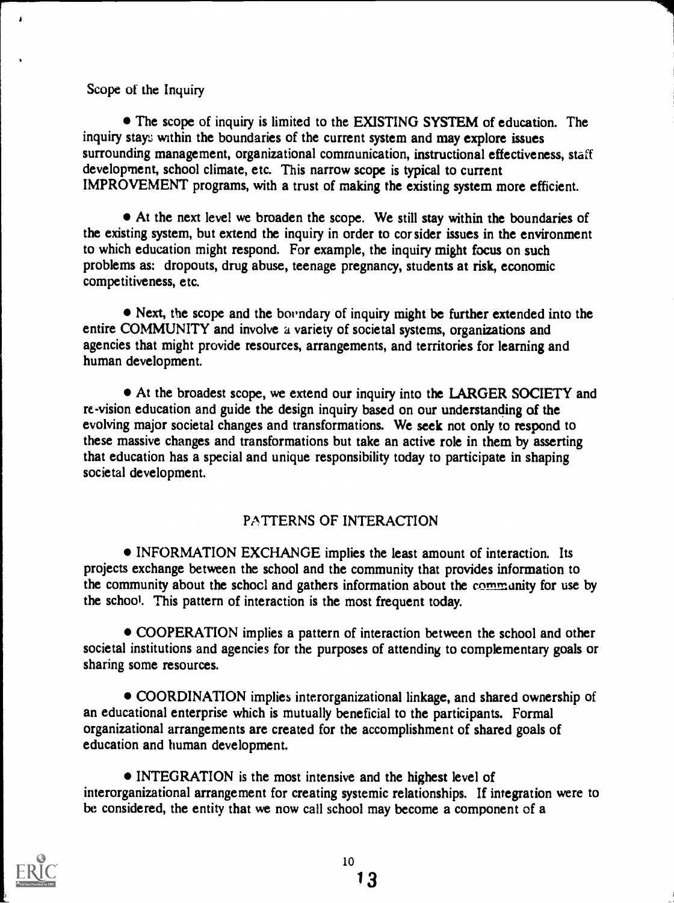Scope of the Inquiry

- The scope of inquiry is limited to the EXISTING SYSTEM of education. The inquiry stays within the boundaries of the current system and may explore issues surrounding management, organizational communication, instructional effectiveness, staff development, school climate, etc. This narrow scope is typical to current IMPROVEMENT programs, with a trust of making the existing system more efficient.

- At the next level we broaden the scope. We still stay within the boundaries of the existing system, but extend the inquiry in order to consider issues in the environment to which education might respond. For example, the inquiry might focus on such problems as: dropouts, drug abuse, teenage pregnancy, students at risk, economic competitiveness, etc.

- Next, the scope and the boundary of inquiry might be further extended into the entire COMMUNITY and involve a variety of societal systems, organizations and agencies that might provide resources, arrangements, and territories for learning and human development.

- At the broadest scope, we extend our inquiry into the LARGER SOCIETY and re-vision education and guide the design inquiry based on our understanding of the evolving major societal changes and transformations. We seek not only to respond to these massive changes and transformations but take an active role in them by asserting that education has a special and unique responsibility today to participate in shaping societal development.

## PATTERNS OF INTERACTION

- INFORMATION EXCHANGE implies the least amount of interaction. Its projects exchange between the school and the community that provides information to the community about the school and gathers information about the community for use by the school. This pattern of interaction is the most frequent today.

- COOPERATION implies a pattern of interaction between the school and other societal institutions and agencies for the purposes of attending to complementary goals or sharing some resources.

- COORDINATION implies interorganizational linkage, and shared ownership of an educational enterprise which is mutually beneficial to the participants. Formal organizational arrangements are created for the accomplishment of shared goals of education and human development.

- INTEGRATION is the most intensive and the highest level of interorganizational arrangement for creating systemic relationships. If integration were to be considered, the entity that we now call school may become a component of a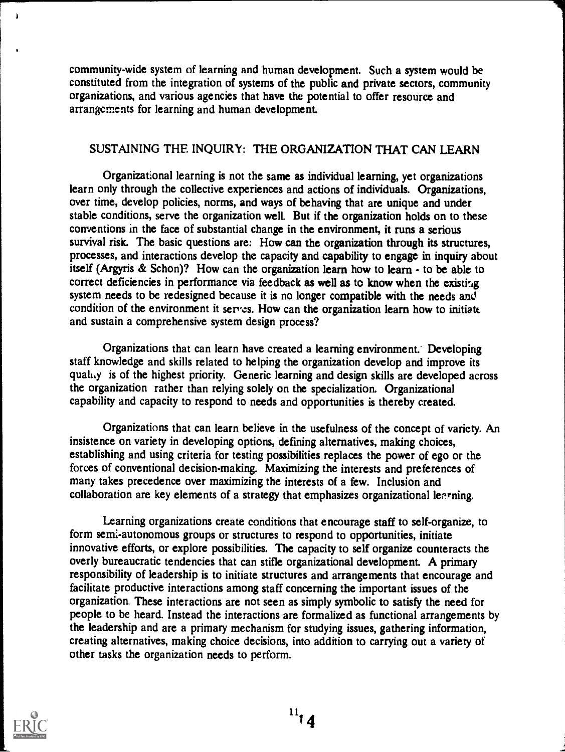community-wide system of learning and human development. Such a system would be constituted from the integration of systems of the public and private sectors, community organizations, and various agencies that have the potential to offer resource and arrangements for learning and human development.

## SUSTAINING THE INQUIRY: THE ORGANIZATION THAT CAN LEARN

Organizational learning is not the same as individual learning, yet organizations learn only through the collective experiences and actions of individuals. Organizations, over time, develop policies, norms, and ways of behaving that are unique and under stable conditions, serve the organization well. But if the organization holds on to these conventions in the face of substantial change in the environment, it runs a serious survival risk. The basic questions are: How can the organization through its structures, processes, and interactions develop the capacity and capability to engage in inquiry about itself (Argyris & Schon)? How can the organization learn how to learn - to be able to correct deficiencies in performance via feedback as well as to know when the existing system needs to be redesigned because it is no longer compatible with the needs and condition of the environment it serves. How can the organization learn how to initiate and sustain a comprehensive system design process?

Organizations that can learn have created a learning environment. Developing staff knowledge and skills related to helping the organization develop and improve its quality is of the highest priority. Generic learning and design skills are developed across the organization rather than relying solely on the specialization. Organizational capability and capacity to respond to needs and opportunities is thereby created.

Organizations that can learn believe in the usefulness of the concept of variety. An insistence on variety in developing options, defining alternatives, making choices, establishing and using criteria for testing possibilities replaces the power of ego or the forces of conventional decision-making. Maximizing the interests and preferences of many takes precedence over maximizing the interests of a few. Inclusion and collaboration are key elements of a strategy that emphasizes organizational learning.

Learning organizations create conditions that encourage staff to self-organize, to form semi-autonomous groups or structures to respond to opportunities, initiate innovative efforts, or explore possibilities. The capacity to self organize counteracts the overly bureaucratic tendencies that can stifle organizational development. A primary responsibility of leadership is to initiate structures and arrangements that encourage and facilitate productive interactions among staff concerning the important issues of the organization. These interactions are not seen as simply symbolic to satisfy the need for people to be heard. Instead the interactions are formalized as functional arrangements by the leadership and are a primary mechanism for studying issues, gathering information, creating alternatives, making choice decisions, into addition to carrying out a variety of other tasks the organization needs to perform.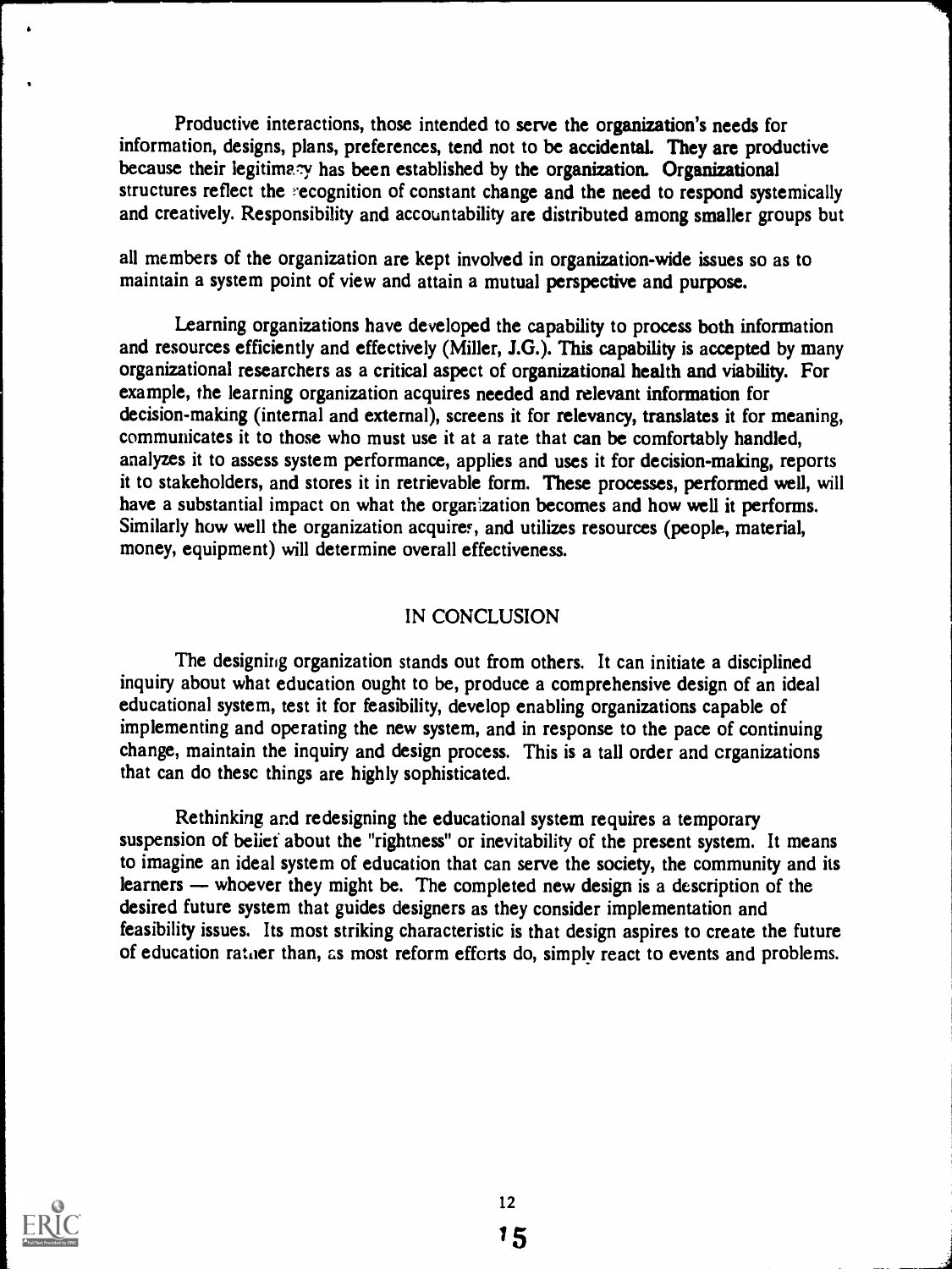Productive interactions, those intended to serve the organization's needs for information, designs, plans, preferences, tend not to be accidental. They are productive because their legitimacy has been established by the organization. Organizational structures reflect the recognition of constant change and the need to respond systemically and creatively. Responsibility and accountability are distributed among smaller groups but all members of the organization are kept involved in organization-wide issues so as to maintain a system point of view and attain a mutual perspective and purpose.

Learning organizations have developed the capability to process both information and resources efficiently and effectively (Miller, J.G.). This capability is accepted by many organizational researchers as a critical aspect of organizational health and viability. For example, the learning organization acquires needed and relevant information for decision-making (internal and external), screens it for relevancy, translates it for meaning, communicates it to those who must use it at a rate that can be comfortably handled, analyzes it to assess system performance, applies and uses it for decision-making, reports it to stakeholders, and stores it in retrievable form. These processes, performed well, will have a substantial impact on what the organization becomes and how well it performs. Similarly how well the organization acquires, and utilizes resources (people, material, money, equipment) will determine overall effectiveness.

## IN CONCLUSION

The designing organization stands out from others. It can initiate a disciplined inquiry about what education ought to be, produce a comprehensive design of an ideal educational system, test it for feasibility, develop enabling organizations capable of implementing and operating the new system, and in response to the pace of continuing change, maintain the inquiry and design process. This is a tall order and organizations that can do these things are highly sophisticated.

Rethinking and redesigning the educational system requires a temporary suspension of belief about the "rightness" or inevitability of the present system. It means to imagine an ideal system of education that can serve the society, the community and its learners — whoever they might be. The completed new design is a description of the desired future system that guides designers as they consider implementation and feasibility issues. Its most striking characteristic is that design aspires to create the future of education rather than, as most reform efforts do, simply react to events and problems.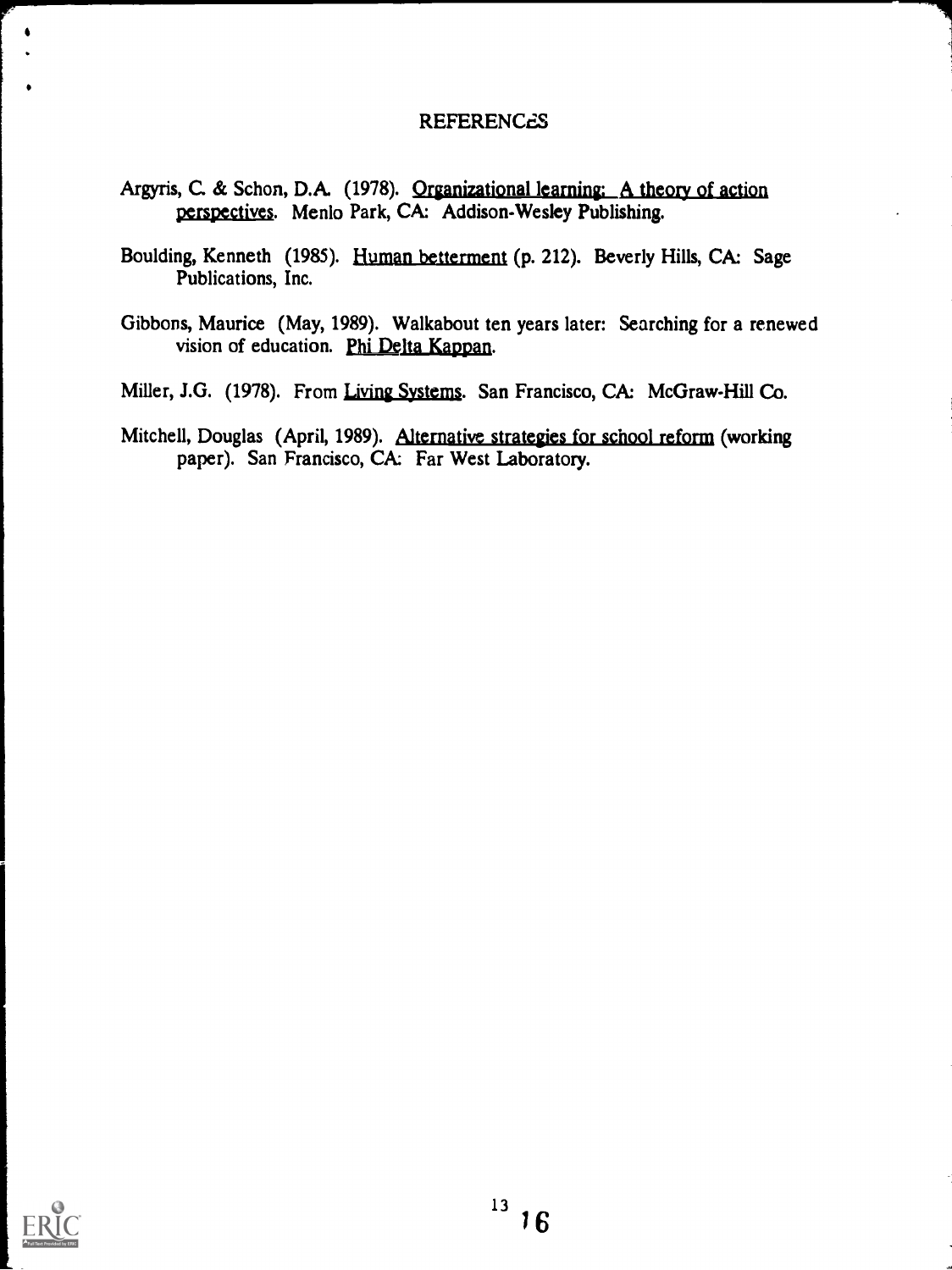# REFERENCES

Argyris, C. & Schon, D.A. (1978). *Organizational learning: A theory of action perspectives*. Menlo Park, CA: Addison-Wesley Publishing.

Boulding, Kenneth (1985). *Human betterment* (p. 212). Beverly Hills, CA: Sage Publications, Inc.

Gibbons, Maurice (May, 1989). Walkabout ten years later: Searching for a renewed vision of education. *Phi Delta Kappan*.

Miller, J.G. (1978). From *Living Systems*. San Francisco, CA: McGraw-Hill Co.

Mitchell, Douglas (April, 1989). *Alternative strategies for school reform* (working paper). San Francisco, CA: Far West Laboratory.